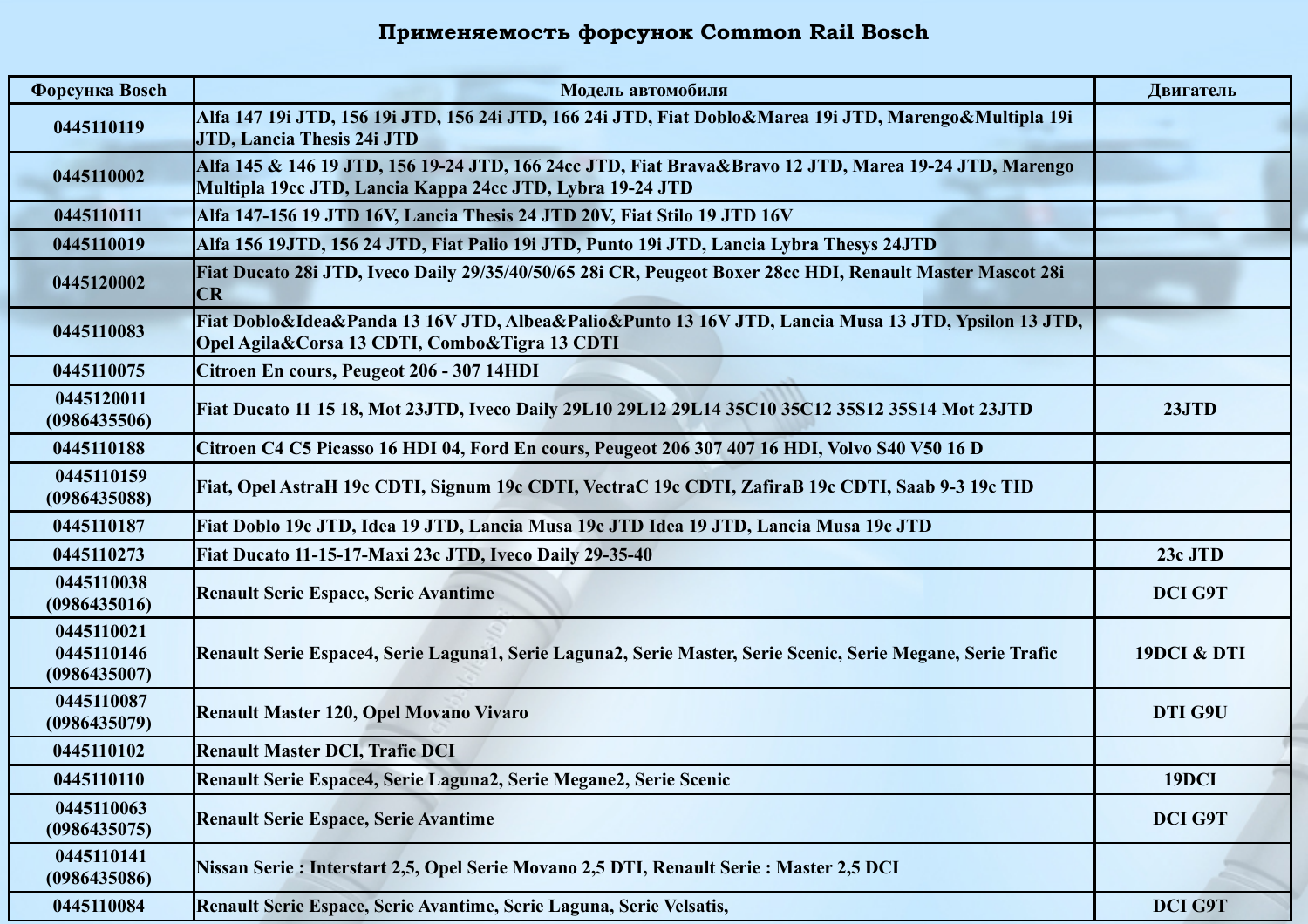## Применяемость форсунок Common Rail Bosch

| Форсунка Bosch | Модель автомобиля | Двигатель |
|---|---|---|
| 0445110119 | Alfa 147 19i JTD, 156 19i JTD, 156 24i JTD, 166 24i JTD, Fiat Doblo&Marea 19i JTD, Marengo&Multipla 19i JTD, Lancia Thesis 24i JTD | |
| 0445110002 | Alfa 145 & 146 19 JTD, 156 19-24 JTD, 166 24cc JTD, Fiat Brava&Bravo 12 JTD, Marea 19-24 JTD, Marengo Multipla 19cc JTD, Lancia Kappa 24cc JTD, Lybra 19-24 JTD | |
| 0445110111 | Alfa 147-156 19 JTD 16V, Lancia Thesis 24 JTD 20V, Fiat Stilo 19 JTD 16V | |
| 0445110019 | Alfa 156 19JTD, 156 24 JTD, Fiat Palio 19i JTD, Punto 19i JTD, Lancia Lybra Thesys 24JTD | |
| 0445120002 | Fiat Ducato 28i JTD, Iveco Daily 29/35/40/50/65 28i CR, Peugeot Boxer 28cc HDI, Renault Master Mascot 28i CR | |
| 0445110083 | Fiat Doblo&Idea&Panda 13 16V JTD, Albea&Palio&Punto 13 16V JTD, Lancia Musa 13 JTD, Ypsilon 13 JTD, Opel Agila&Corsa 13 CDTI, Combo&Tigra 13 CDTI | |
| 0445110075 | Citroen En cours, Peugeot 206 - 307 14HDI | |
| 0445120011 (0986435506) | Fiat Ducato 11 15 18, Mot 23JTD, Iveco Daily 29L10 29L12 29L14 35C10 35C12 35S12 35S14 Mot 23JTD | 23JTD |
| 0445110188 | Citroen C4 C5 Picasso 16 HDI 04, Ford En cours, Peugeot 206 307 407 16 HDI, Volvo S40 V50 16 D | |
| 0445110159 (0986435088) | Fiat, Opel AstraH 19c CDTI, Signum 19c CDTI, VectraC 19c CDTI, ZafiraB 19c CDTI, Saab 9-3 19c TID | |
| 0445110187 | Fiat Doblo 19c JTD, Idea 19 JTD, Lancia Musa 19c JTD Idea 19 JTD, Lancia Musa 19c JTD | |
| 0445110273 | Fiat Ducato 11-15-17-Maxi 23c JTD, Iveco Daily 29-35-40 | 23c JTD |
| 0445110038 (0986435016) | Renault Serie Espace, Serie Avantime | DCI G9T |
| 0445110021 0445110146 (0986435007) | Renault Serie Espace4, Serie Laguna1, Serie Laguna2, Serie Master, Serie Scenic, Serie Megane, Serie Trafic | 19DCI & DTI |
| 0445110087 (0986435079) | Renault Master 120, Opel Movano Vivaro | DTI G9U |
| 0445110102 | Renault Master DCI, Trafic DCI | |
| 0445110110 | Renault Serie Espace4, Serie Laguna2, Serie Megane2, Serie Scenic | 19DCI |
| 0445110063 (0986435075) | Renault Serie Espace, Serie Avantime | DCI G9T |
| 0445110141 (0986435086) | Nissan Serie : Interstart 2,5, Opel Serie Movano 2,5 DTI, Renault Serie : Master 2,5 DCI | |
| 0445110084 | Renault Serie Espace, Serie Avantime, Serie Laguna, Serie Velsatis, | DCI G9T |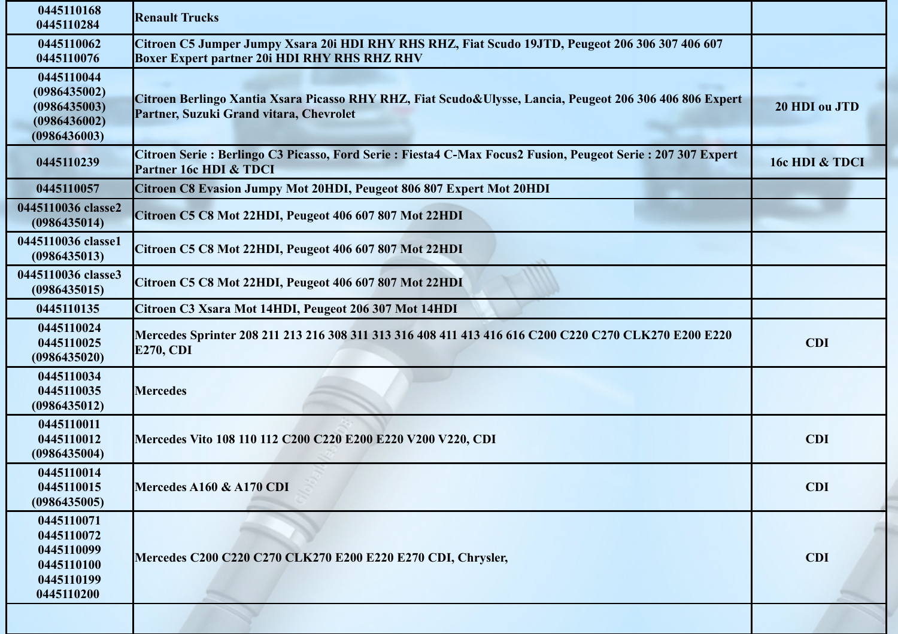| | | |
|---|---|---|
| 0445110168<br>0445110284 | Renault Trucks | |
| 0445110062<br>0445110076 | Citroen C5 Jumper Jumpy Xsara 20i HDI RHY RHS RHZ, Fiat Scudo 19JTD, Peugeot 206 306 307 406 607 Boxer Expert partner 20i HDI RHY RHS RHZ RHV | |
| 0445110044<br>(0986435002)<br>(0986435003)<br>(0986436002)<br>(0986436003) | Citroen Berlingo Xantia Xsara Picasso RHY RHZ, Fiat Scudo&Ulysse, Lancia, Peugeot 206 306 406 806 Expert Partner, Suzuki Grand vitara, Chevrolet | 20 HDI ou JTD |
| 0445110239 | Citroen Serie : Berlingo C3 Picasso, Ford Serie : Fiesta4 C-Max Focus2 Fusion, Peugeot Serie : 207 307 Expert Partner 16c HDI & TDCI | 16c HDI & TDCI |
| 0445110057 | Citroen C8 Evasion Jumpy Mot 20HDI, Peugeot 806 807 Expert Mot 20HDI | |
| 0445110036 classe2<br>(0986435014) | Citroen C5 C8 Mot 22HDI, Peugeot 406 607 807 Mot 22HDI | |
| 0445110036 classe1<br>(0986435013) | Citroen C5 C8 Mot 22HDI, Peugeot 406 607 807 Mot 22HDI | |
| 0445110036 classe3<br>(0986435015) | Citroen C5 C8 Mot 22HDI, Peugeot 406 607 807 Mot 22HDI | |
| 0445110135 | Citroen C3 Xsara Mot 14HDI, Peugeot 206 307 Mot 14HDI | |
| 0445110024<br>0445110025<br>(0986435020) | Mercedes Sprinter 208 211 213 216 308 311 313 316 408 411 413 416 616 C200 C220 C270 CLK270 E200 E220 E270, CDI | CDI |
| 0445110034<br>0445110035<br>(0986435012) | Mercedes | |
| 0445110011<br>0445110012<br>(0986435004) | Mercedes Vito 108 110 112 C200 C220 E200 E220 V200 V220, CDI | CDI |
| 0445110014<br>0445110015<br>(0986435005) | Mercedes A160 & A170 CDI | CDI |
| 0445110071<br>0445110072<br>0445110099<br>0445110100<br>0445110199<br>0445110200 | Mercedes C200 C220 C270 CLK270 E200 E220 E270 CDI, Chrysler, | CDI |
| | | |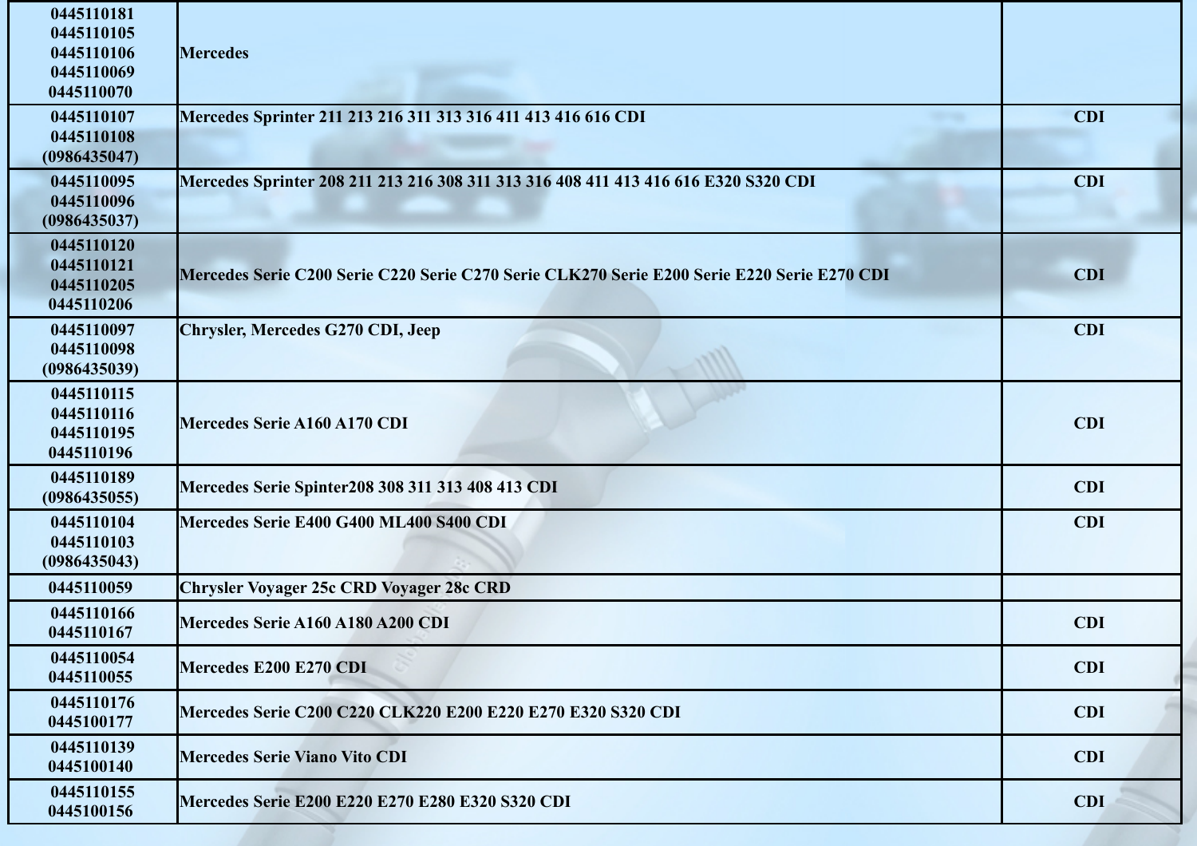| | | |
|---|---|---|
| 0445110181<br>0445110105<br>0445110106<br>0445110069<br>0445110070 | **Mercedes** | |
| 0445110107<br>0445110108<br>(0986435047) | **Mercedes Sprinter 211 213 216 311 313 316 411 413 416 616 CDI** | **CDI** |
| 0445110095<br>0445110096<br>(0986435037) | **Mercedes Sprinter 208 211 213 216 308 311 313 316 408 411 413 416 616 E320 S320 CDI** | **CDI** |
| 0445110120<br>0445110121<br>0445110205<br>0445110206 | **Mercedes Serie C200 Serie C220 Serie C270 Serie CLK270 Serie E200 Serie E220 Serie E270 CDI** | **CDI** |
| 0445110097<br>0445110098<br>(0986435039) | **Chrysler, Mercedes G270 CDI, Jeep** | **CDI** |
| 0445110115<br>0445110116<br>0445110195<br>0445110196 | **Mercedes Serie A160 A170 CDI** | **CDI** |
| 0445110189<br>(0986435055) | **Mercedes Serie Spinter208 308 311 313 408 413 CDI** | **CDI** |
| 0445110104<br>0445110103<br>(0986435043) | **Mercedes Serie E400 G400 ML400 S400 CDI** | **CDI** |
| 0445110059 | **Chrysler Voyager 25c CRD Voyager 28c CRD** | |
| 0445110166<br>0445110167 | **Mercedes Serie A160 A180 A200 CDI** | **CDI** |
| 0445110054<br>0445110055 | **Mercedes E200 E270 CDI** | **CDI** |
| 0445110176<br>0445100177 | **Mercedes Serie C200 C220 CLK220 E200 E220 E270 E320 S320 CDI** | **CDI** |
| 0445110139<br>0445100140 | **Mercedes Serie Viano Vito CDI** | **CDI** |
| 0445110155<br>0445100156 | **Mercedes Serie E200 E220 E270 E280 E320 S320 CDI** | **CDI** |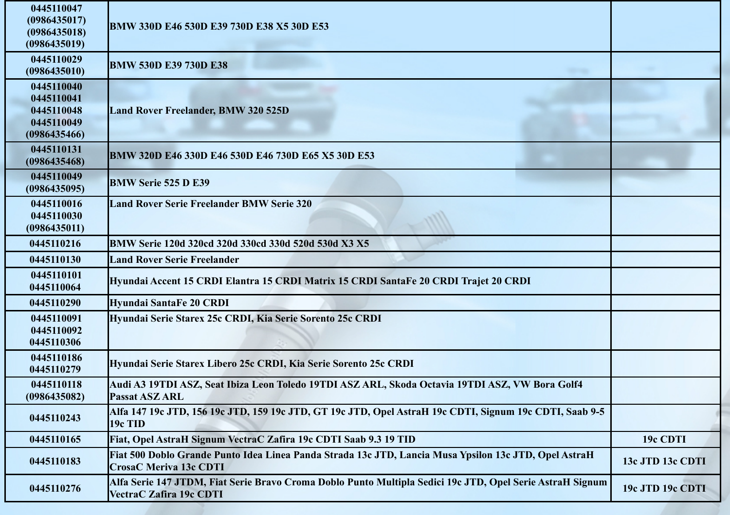| | | |
|---|---|---|
| 0445110047 (0986435017) (0986435018) (0986435019) | BMW 330D E46 530D E39 730D E38 X5 30D E53 | |
| 0445110029 (0986435010) | BMW 530D E39 730D E38 | |
| 0445110040 0445110041 0445110048 0445110049 (0986435466) | Land Rover Freelander, BMW 320 525D | |
| 0445110131 (0986435468) | BMW 320D E46 330D E46 530D E46 730D E65 X5 30D E53 | |
| 0445110049 (0986435095) | BMW Serie 525 D E39 | |
| 0445110016 0445110030 (0986435011) | Land Rover Serie Freelander BMW Serie 320 | |
| 0445110216 | BMW Serie 120d 320cd 320d 330cd 330d 520d 530d X3 X5 | |
| 0445110130 | Land Rover Serie Freelander | |
| 0445110101 0445110064 | Hyundai Accent 15 CRDI Elantra 15 CRDI Matrix 15 CRDI SantaFe 20 CRDI Trajet 20 CRDI | |
| 0445110290 | Hyundai SantaFe 20 CRDI | |
| 0445110091 0445110092 0445110306 | Hyundai Serie Starex 25c CRDI, Kia Serie Sorento 25c CRDI | |
| 0445110186 0445110279 | Hyundai Serie Starex Libero 25c CRDI, Kia Serie Sorento 25c CRDI | |
| 0445110118 (0986435082) | Audi A3 19TDI ASZ, Seat Ibiza Leon Toledo 19TDI ASZ ARL, Skoda Octavia 19TDI ASZ, VW Bora Golf4 Passat ASZ ARL | |
| 0445110243 | Alfa 147 19c JTD, 156 19c JTD, 159 19c JTD, GT 19c JTD, Opel AstraH 19c CDTI, Signum 19c CDTI, Saab 9-5 19c TID | |
| 0445110165 | Fiat, Opel AstraH Signum VectraC Zafira 19c CDTI Saab 9.3 19 TID | 19c CDTI |
| 0445110183 | Fiat 500 Doblo Grande Punto Idea Linea Panda Strada 13c JTD, Lancia Musa Ypsilon 13c JTD, Opel AstraH CrosaC Meriva 13c CDTI | 13c JTD 13c CDTI |
| 0445110276 | Alfa Serie 147 JTDM, Fiat Serie Bravo Croma Doblo Punto Multipla Sedici 19c JTD, Opel Serie AstraH Signum VectraC Zafira 19c CDTI | 19c JTD 19c CDTI |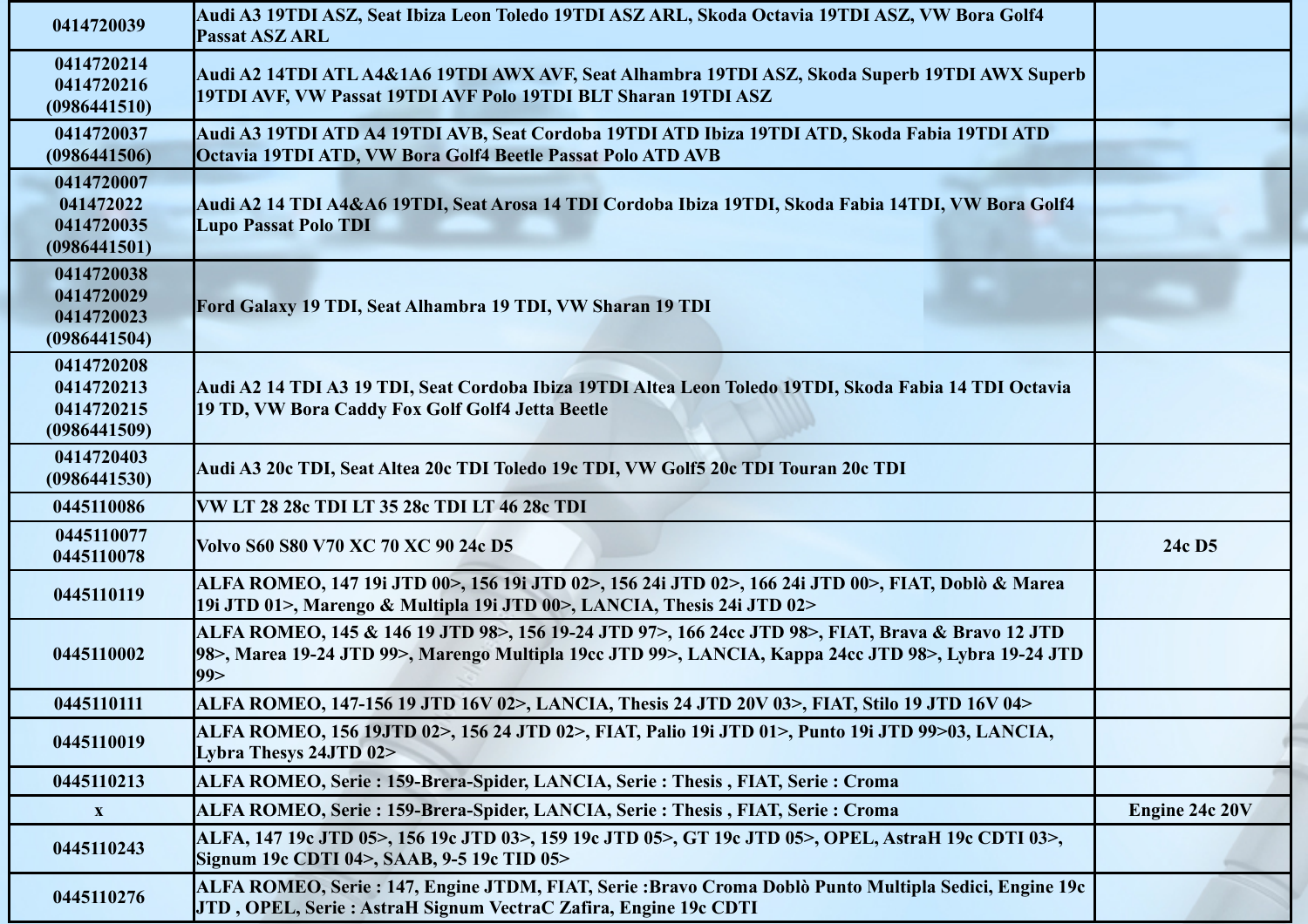| | | |
|---|---|---|
| 0414720039 | Audi A3 19TDI ASZ, Seat Ibiza Leon Toledo 19TDI ASZ ARL, Skoda Octavia 19TDI ASZ, VW Bora Golf4 Passat ASZ ARL | |
| 0414720214<br>0414720216<br>(0986441510) | Audi A2 14TDI ATL A4&1A6 19TDI AWX AVF, Seat Alhambra 19TDI ASZ, Skoda Superb 19TDI AWX Superb 19TDI AVF, VW Passat 19TDI AVF Polo 19TDI BLT Sharan 19TDI ASZ | |
| 0414720037<br>(0986441506) | Audi A3 19TDI ATD A4 19TDI AVB, Seat Cordoba 19TDI ATD Ibiza 19TDI ATD, Skoda Fabia 19TDI ATD Octavia 19TDI ATD, VW Bora Golf4 Beetle Passat Polo ATD AVB | |
| 0414720007<br>041472022<br>0414720035<br>(0986441501) | Audi A2 14 TDI A4&A6 19TDI, Seat Arosa 14 TDI Cordoba Ibiza 19TDI, Skoda Fabia 14TDI, VW Bora Golf4 Lupo Passat Polo TDI | |
| 0414720038<br>0414720029<br>0414720023<br>(0986441504) | Ford Galaxy 19 TDI, Seat Alhambra 19 TDI, VW Sharan 19 TDI | |
| 0414720208<br>0414720213<br>0414720215<br>(0986441509) | Audi A2 14 TDI A3 19 TDI, Seat Cordoba Ibiza 19TDI Altea Leon Toledo 19TDI, Skoda Fabia 14 TDI Octavia 19 TD, VW Bora Caddy Fox Golf Golf4 Jetta Beetle | |
| 0414720403<br>(0986441530) | Audi A3 20c TDI, Seat Altea 20c TDI Toledo 19c TDI, VW Golf5 20c TDI Touran 20c TDI | |
| 0445110086 | VW LT 28 28c TDI LT 35 28c TDI LT 46 28c TDI | |
| 0445110077<br>0445110078 | Volvo S60 S80 V70 XC 70 XC 90 24c D5 | 24c D5 |
| 0445110119 | ALFA ROMEO, 147 19i JTD 00>, 156 19i JTD 02>, 156 24i JTD 02>, 166 24i JTD 00>, FIAT, Doblò & Marea 19i JTD 01>, Marengo & Multipla 19i JTD 00>, LANCIA, Thesis 24i JTD 02> | |
| 0445110002 | ALFA ROMEO, 145 & 146 19 JTD 98>, 156 19-24 JTD 97>, 166 24cc JTD 98>, FIAT, Brava & Bravo 12 JTD 98>, Marea 19-24 JTD 99>, Marengo Multipla 19cc JTD 99>, LANCIA, Kappa 24cc JTD 98>, Lybra 19-24 JTD 99> | |
| 0445110111 | ALFA ROMEO, 147-156 19 JTD 16V 02>, LANCIA, Thesis 24 JTD 20V 03>, FIAT, Stilo 19 JTD 16V 04> | |
| 0445110019 | ALFA ROMEO, 156 19JTD 02>, 156 24 JTD 02>, FIAT, Palio 19i JTD 01>, Punto 19i JTD 99>03, LANCIA, Lybra Thesys 24JTD 02> | |
| 0445110213 | ALFA ROMEO, Serie : 159-Brera-Spider, LANCIA, Serie : Thesis , FIAT, Serie : Croma | |
| x | ALFA ROMEO, Serie : 159-Brera-Spider, LANCIA, Serie : Thesis , FIAT, Serie : Croma | Engine 24c 20V |
| 0445110243 | ALFA, 147 19c JTD 05>, 156 19c JTD 03>, 159 19c JTD 05>, GT 19c JTD 05>, OPEL, AstraH 19c CDTI 03>, Signum 19c CDTI 04>, SAAB, 9-5 19c TID 05> | |
| 0445110276 | ALFA ROMEO, Serie : 147, Engine JTDM, FIAT, Serie :Bravo Croma Doblò Punto Multipla Sedici, Engine 19c JTD , OPEL, Serie : AstraH Signum VectraC Zafira, Engine 19c CDTI | |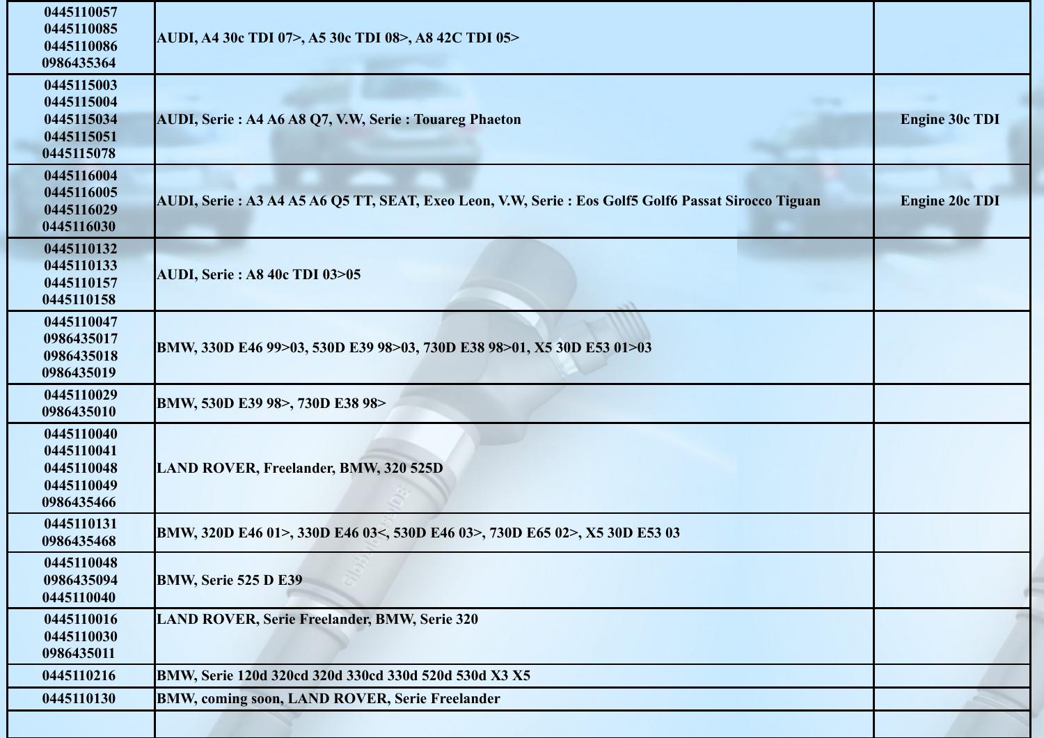| | | |
|---|---|---|
| 0445110057<br>0445110085<br>0445110086<br>0986435364 | AUDI, A4 30c TDI 07>, A5 30c TDI 08>, A8 42C TDI 05> | |
| 0445115003<br>0445115004<br>0445115034<br>0445115051<br>0445115078 | AUDI, Serie : A4 A6 A8 Q7, V.W, Serie : Touareg Phaeton | Engine 30c TDI |
| 0445116004<br>0445116005<br>0445116029<br>0445116030 | AUDI, Serie : A3 A4 A5 A6 Q5 TT, SEAT, Exeo Leon, V.W, Serie : Eos Golf5 Golf6 Passat Sirocco Tiguan | Engine 20c TDI |
| 0445110132<br>0445110133<br>0445110157<br>0445110158 | AUDI, Serie : A8 40c TDI 03>05 | |
| 0445110047<br>0986435017<br>0986435018<br>0986435019 | BMW, 330D E46 99>03, 530D E39 98>03, 730D E38 98>01, X5 30D E53 01>03 | |
| 0445110029<br>0986435010 | BMW, 530D E39 98>, 730D E38 98> | |
| 0445110040<br>0445110041<br>0445110048<br>0445110049<br>0986435466 | LAND ROVER, Freelander, BMW, 320 525D | |
| 0445110131<br>0986435468 | BMW, 320D E46 01>, 330D E46 03<, 530D E46 03>, 730D E65 02>, X5 30D E53 03 | |
| 0445110048<br>0986435094<br>0445110040 | BMW, Serie 525 D E39 | |
| 0445110016<br>0445110030<br>0986435011 | LAND ROVER, Serie Freelander, BMW, Serie 320 | |
| 0445110216 | BMW, Serie 120d 320cd 320d 330cd 330d 520d 530d X3 X5 | |
| 0445110130 | BMW, coming soon, LAND ROVER, Serie Freelander | |
| | | |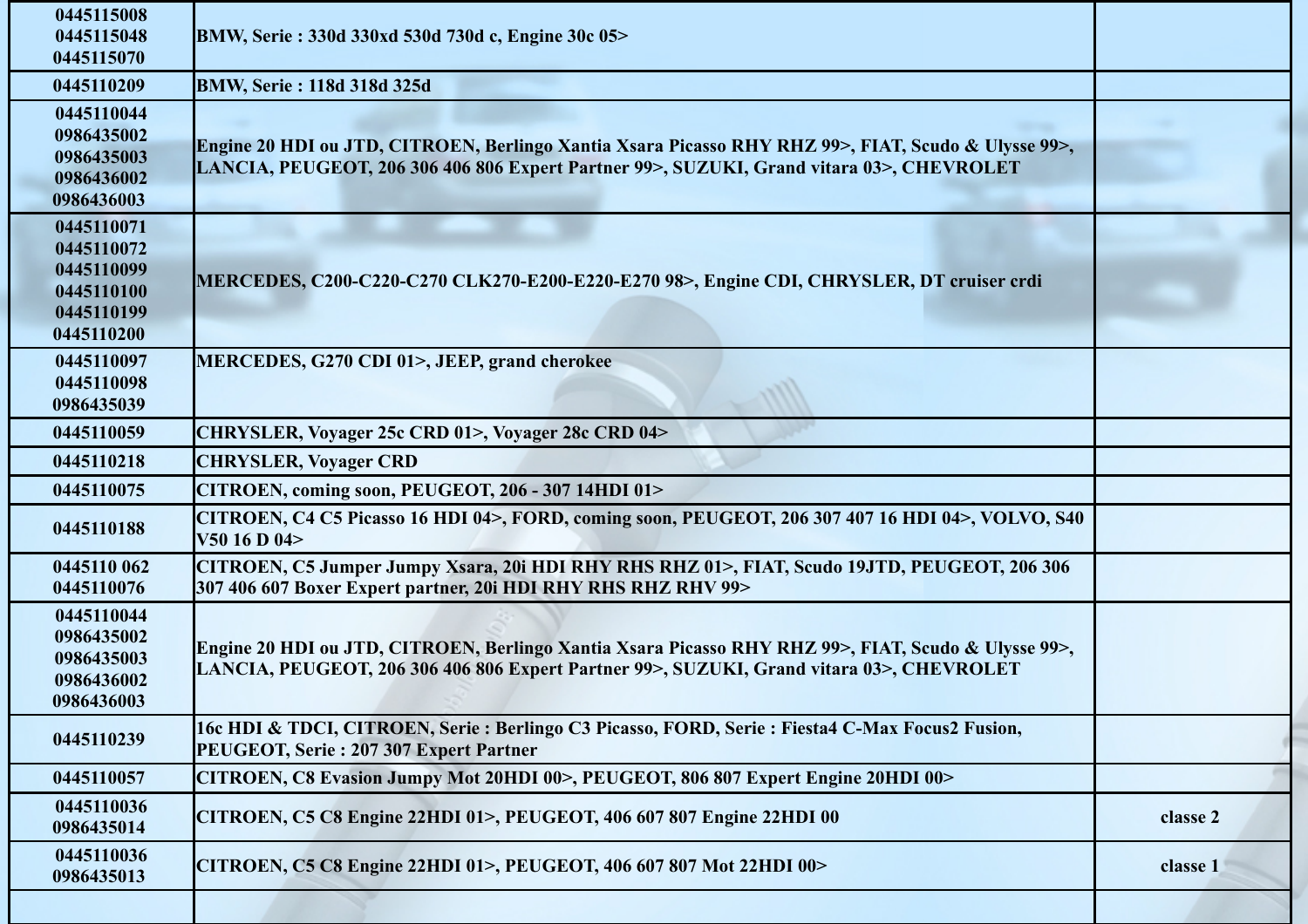| | | |
|---|---|---|
| 0445115008<br>0445115048<br>0445115070 | **BMW, Serie : 330d 330xd 530d 730d c, Engine 30c 05>** | |
| 0445110209 | **BMW, Serie : 118d 318d 325d** | |
| 0445110044<br>0986435002<br>0986435003<br>0986436002<br>0986436003 | **Engine 20 HDI ou JTD, CITROEN, Berlingo Xantia Xsara Picasso RHY RHZ 99>, FIAT, Scudo & Ulysse 99>, LANCIA, PEUGEOT, 206 306 406 806 Expert Partner 99>, SUZUKI, Grand vitara 03>, CHEVROLET** | |
| 0445110071<br>0445110072<br>0445110099<br>0445110100<br>0445110199<br>0445110200 | **MERCEDES, C200-C220-C270 CLK270-E200-E220-E270 98>, Engine CDI, CHRYSLER, DT cruiser crdi** | |
| 0445110097<br>0445110098<br>0986435039 | **MERCEDES, G270 CDI 01>, JEEP, grand cherokee** | |
| 0445110059 | **CHRYSLER, Voyager 25c CRD 01>, Voyager 28c CRD 04>** | |
| 0445110218 | **CHRYSLER, Voyager CRD** | |
| 0445110075 | **CITROEN, coming soon, PEUGEOT, 206 - 307 14HDI 01>** | |
| 0445110188 | **CITROEN, C4 C5 Picasso 16 HDI 04>, FORD, coming soon, PEUGEOT, 206 307 407 16 HDI 04>, VOLVO, S40 V50 16 D 04>** | |
| 0445110 062<br>0445110076 | **CITROEN, C5 Jumper Jumpy Xsara, 20i HDI RHY RHS RHZ 01>, FIAT, Scudo 19JTD, PEUGEOT, 206 306 307 406 607 Boxer Expert partner, 20i HDI RHY RHS RHZ RHV 99>** | |
| 0445110044<br>0986435002<br>0986435003<br>0986436002<br>0986436003 | **Engine 20 HDI ou JTD, CITROEN, Berlingo Xantia Xsara Picasso RHY RHZ 99>, FIAT, Scudo & Ulysse 99>, LANCIA, PEUGEOT, 206 306 406 806 Expert Partner 99>, SUZUKI, Grand vitara 03>, CHEVROLET** | |
| 0445110239 | **16c HDI & TDCI, CITROEN, Serie : Berlingo C3 Picasso, FORD, Serie : Fiesta4 C-Max Focus2 Fusion, PEUGEOT, Serie : 207 307 Expert Partner** | |
| 0445110057 | **CITROEN, C8 Evasion Jumpy Mot 20HDI 00>, PEUGEOT, 806 807 Expert Engine 20HDI 00>** | |
| 0445110036<br>0986435014 | **CITROEN, C5 C8 Engine 22HDI 01>, PEUGEOT, 406 607 807 Engine 22HDI 00** | **classe 2** |
| 0445110036<br>0986435013 | **CITROEN, C5 C8 Engine 22HDI 01>, PEUGEOT, 406 607 807 Mot 22HDI 00>** | **classe 1** |
| | | |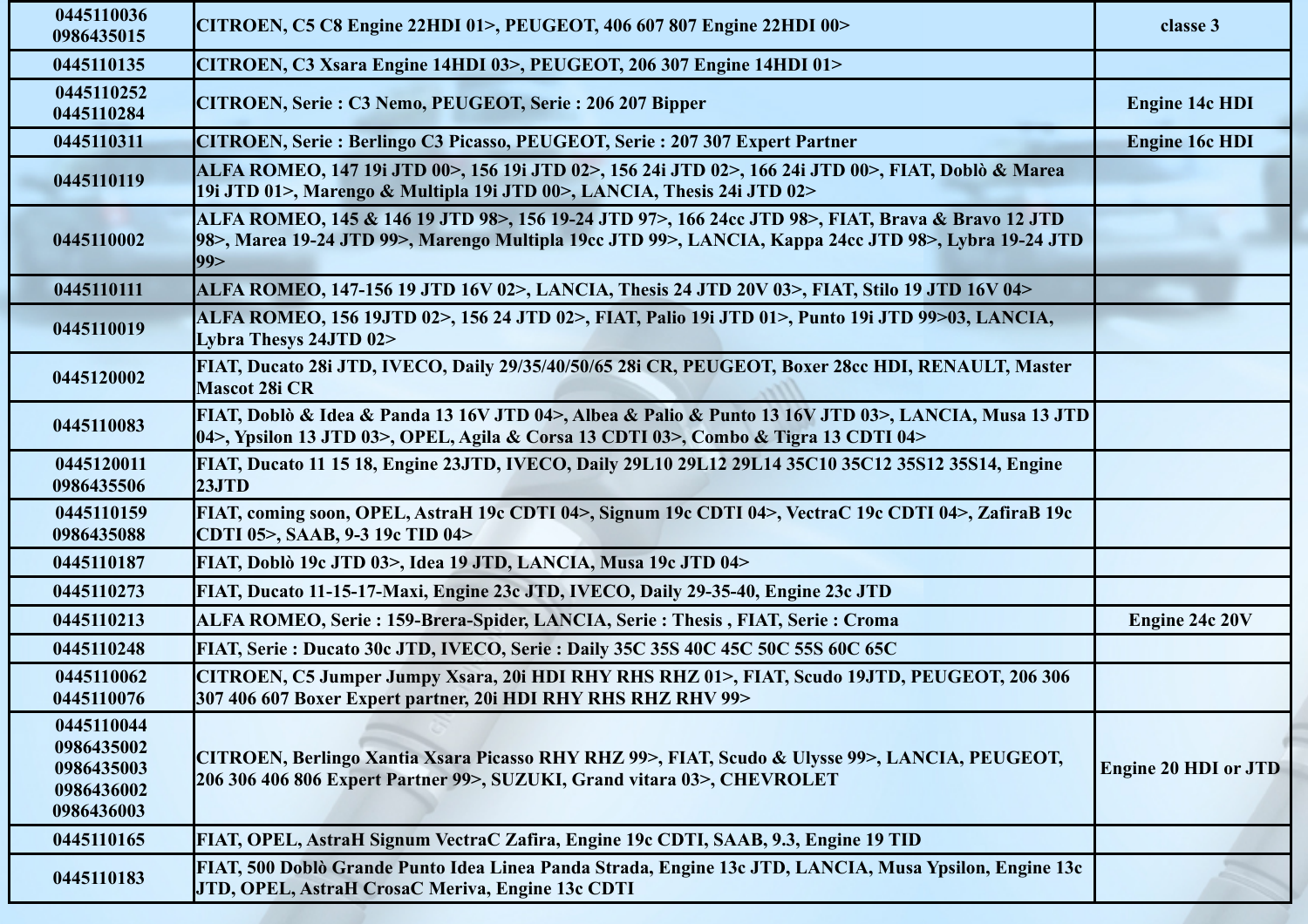| | | |
|---|---|---|
| 0445110036<br>0986435015 | CITROEN, C5 C8 Engine 22HDI 01>, PEUGEOT, 406 607 807 Engine 22HDI 00> | classe 3 |
| 0445110135 | CITROEN, C3 Xsara Engine 14HDI 03>, PEUGEOT, 206 307 Engine 14HDI 01> | |
| 0445110252<br>0445110284 | CITROEN, Serie : C3 Nemo, PEUGEOT, Serie : 206 207 Bipper | Engine 14c HDI |
| 0445110311 | CITROEN, Serie : Berlingo C3 Picasso, PEUGEOT, Serie : 207 307 Expert Partner | Engine 16c HDI |
| 0445110119 | ALFA ROMEO, 147 19i JTD 00>, 156 19i JTD 02>, 156 24i JTD 02>, 166 24i JTD 00>, FIAT, Doblò & Marea 19i JTD 01>, Marengo & Multipla 19i JTD 00>, LANCIA, Thesis 24i JTD 02> | |
| 0445110002 | ALFA ROMEO, 145 & 146 19 JTD 98>, 156 19-24 JTD 97>, 166 24cc JTD 98>, FIAT, Brava & Bravo 12 JTD 98>, Marea 19-24 JTD 99>, Marengo Multipla 19cc JTD 99>, LANCIA, Kappa 24cc JTD 98>, Lybra 19-24 JTD 99> | |
| 0445110111 | ALFA ROMEO, 147-156 19 JTD 16V 02>, LANCIA, Thesis 24 JTD 20V 03>, FIAT, Stilo 19 JTD 16V 04> | |
| 0445110019 | ALFA ROMEO, 156 19JTD 02>, 156 24 JTD 02>, FIAT, Palio 19i JTD 01>, Punto 19i JTD 99>03, LANCIA, Lybra Thesys 24JTD 02> | |
| 0445120002 | FIAT, Ducato 28i JTD, IVECO, Daily 29/35/40/50/65 28i CR, PEUGEOT, Boxer 28cc HDI, RENAULT, Master Mascot 28i CR | |
| 0445110083 | FIAT, Doblò & Idea & Panda 13 16V JTD 04>, Albea & Palio & Punto 13 16V JTD 03>, LANCIA, Musa 13 JTD 04>, Ypsilon 13 JTD 03>, OPEL, Agila & Corsa 13 CDTI 03>, Combo & Tigra 13 CDTI 04> | |
| 0445120011<br>0986435506 | FIAT, Ducato 11 15 18, Engine 23JTD, IVECO, Daily 29L10 29L12 29L14 35C10 35C12 35S12 35S14, Engine 23JTD | |
| 0445110159<br>0986435088 | FIAT, coming soon, OPEL, AstraH 19c CDTI 04>, Signum 19c CDTI 04>, VectraC 19c CDTI 04>, ZafiraB 19c CDTI 05>, SAAB, 9-3 19c TID 04> | |
| 0445110187 | FIAT, Doblò 19c JTD 03>, Idea 19 JTD, LANCIA, Musa 19c JTD 04> | |
| 0445110273 | FIAT, Ducato 11-15-17-Maxi, Engine 23c JTD, IVECO, Daily 29-35-40, Engine 23c JTD | |
| 0445110213 | ALFA ROMEO, Serie : 159-Brera-Spider, LANCIA, Serie : Thesis , FIAT, Serie : Croma | Engine 24c 20V |
| 0445110248 | FIAT, Serie : Ducato 30c JTD, IVECO, Serie : Daily 35C 35S 40C 45C 50C 55S 60C 65C | |
| 0445110062<br>0445110076 | CITROEN, C5 Jumper Jumpy Xsara, 20i HDI RHY RHS RHZ 01>, FIAT, Scudo 19JTD, PEUGEOT, 206 306 307 406 607 Boxer Expert partner, 20i HDI RHY RHS RHZ RHV 99> | |
| 0445110044<br>0986435002<br>0986435003<br>0986436002<br>0986436003 | CITROEN, Berlingo Xantia Xsara Picasso RHY RHZ 99>, FIAT, Scudo & Ulysse 99>, LANCIA, PEUGEOT, 206 306 406 806 Expert Partner 99>, SUZUKI, Grand vitara 03>, CHEVROLET | Engine 20 HDI or JTD |
| 0445110165 | FIAT, OPEL, AstraH Signum VectraC Zafira, Engine 19c CDTI, SAAB, 9.3, Engine 19 TID | |
| 0445110183 | FIAT, 500 Doblò Grande Punto Idea Linea Panda Strada, Engine 13c JTD, LANCIA, Musa Ypsilon, Engine 13c JTD, OPEL, AstraH CrosaC Meriva, Engine 13c CDTI | |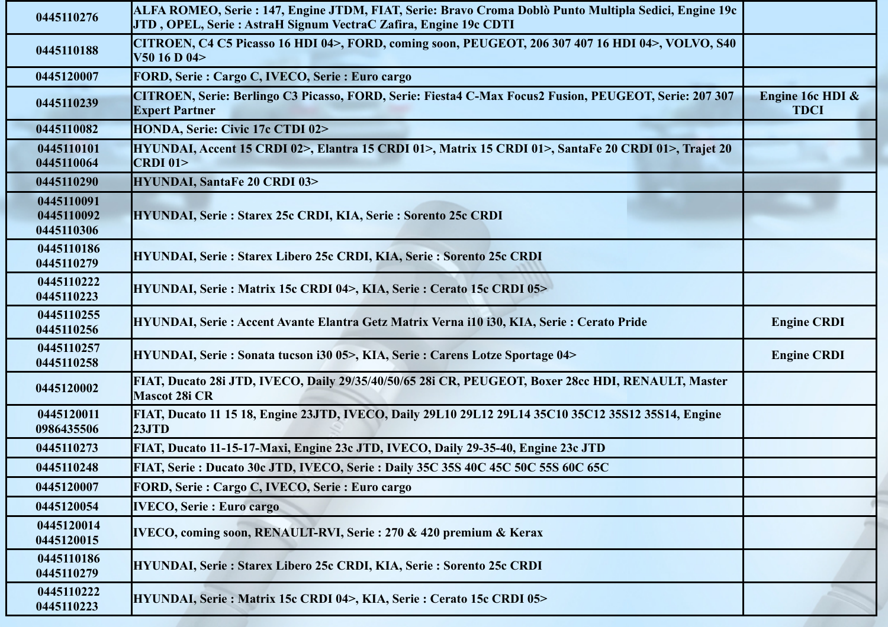| | | |
|---|---|---|
| 0445110276 | ALFA ROMEO, Serie : 147, Engine JTDM, FIAT, Serie: Bravo Croma Doblò Punto Multipla Sedici, Engine 19c JTD , OPEL, Serie : AstraH Signum VectraC Zafira, Engine 19c CDTI | |
| 0445110188 | CITROEN, C4 C5 Picasso 16 HDI 04>, FORD, coming soon, PEUGEOT, 206 307 407 16 HDI 04>, VOLVO, S40 V50 16 D 04> | |
| 0445120007 | FORD, Serie : Cargo C, IVECO, Serie : Euro cargo | |
| 0445110239 | CITROEN, Serie: Berlingo C3 Picasso, FORD, Serie: Fiesta4 C-Max Focus2 Fusion, PEUGEOT, Serie: 207 307 Expert Partner | Engine 16c HDI & TDCI |
| 0445110082 | HONDA, Serie: Civic 17c CTDI 02> | |
| 0445110101 0445110064 | HYUNDAI, Accent 15 CRDI 02>, Elantra 15 CRDI 01>, Matrix 15 CRDI 01>, SantaFe 20 CRDI 01>, Trajet 20 CRDI 01> | |
| 0445110290 | HYUNDAI, SantaFe 20 CRDI 03> | |
| 0445110091 0445110092 0445110306 | HYUNDAI, Serie : Starex 25c CRDI, KIA, Serie : Sorento 25c CRDI | |
| 0445110186 0445110279 | HYUNDAI, Serie : Starex Libero 25c CRDI, KIA, Serie : Sorento 25c CRDI | |
| 0445110222 0445110223 | HYUNDAI, Serie : Matrix 15c CRDI 04>, KIA, Serie : Cerato 15c CRDI 05> | |
| 0445110255 0445110256 | HYUNDAI, Serie : Accent Avante Elantra Getz Matrix Verna i10 i30, KIA, Serie : Cerato Pride | Engine CRDI |
| 0445110257 0445110258 | HYUNDAI, Serie : Sonata tucson i30 05>, KIA, Serie : Carens Lotze Sportage 04> | Engine CRDI |
| 0445120002 | FIAT, Ducato 28i JTD, IVECO, Daily 29/35/40/50/65 28i CR, PEUGEOT, Boxer 28cc HDI, RENAULT, Master Mascot 28i CR | |
| 0445120011 0986435506 | FIAT, Ducato 11 15 18, Engine 23JTD, IVECO, Daily 29L10 29L12 29L14 35C10 35C12 35S12 35S14, Engine 23JTD | |
| 0445110273 | FIAT, Ducato 11-15-17-Maxi, Engine 23c JTD, IVECO, Daily 29-35-40, Engine 23c JTD | |
| 0445110248 | FIAT, Serie : Ducato 30c JTD, IVECO, Serie : Daily 35C 35S 40C 45C 50C 55S 60C 65C | |
| 0445120007 | FORD, Serie : Cargo C, IVECO, Serie : Euro cargo | |
| 0445120054 | IVECO, Serie : Euro cargo | |
| 0445120014 0445120015 | IVECO, coming soon, RENAULT-RVI, Serie : 270 & 420 premium & Kerax | |
| 0445110186 0445110279 | HYUNDAI, Serie : Starex Libero 25c CRDI, KIA, Serie : Sorento 25c CRDI | |
| 0445110222 0445110223 | HYUNDAI, Serie : Matrix 15c CRDI 04>, KIA, Serie : Cerato 15c CRDI 05> | |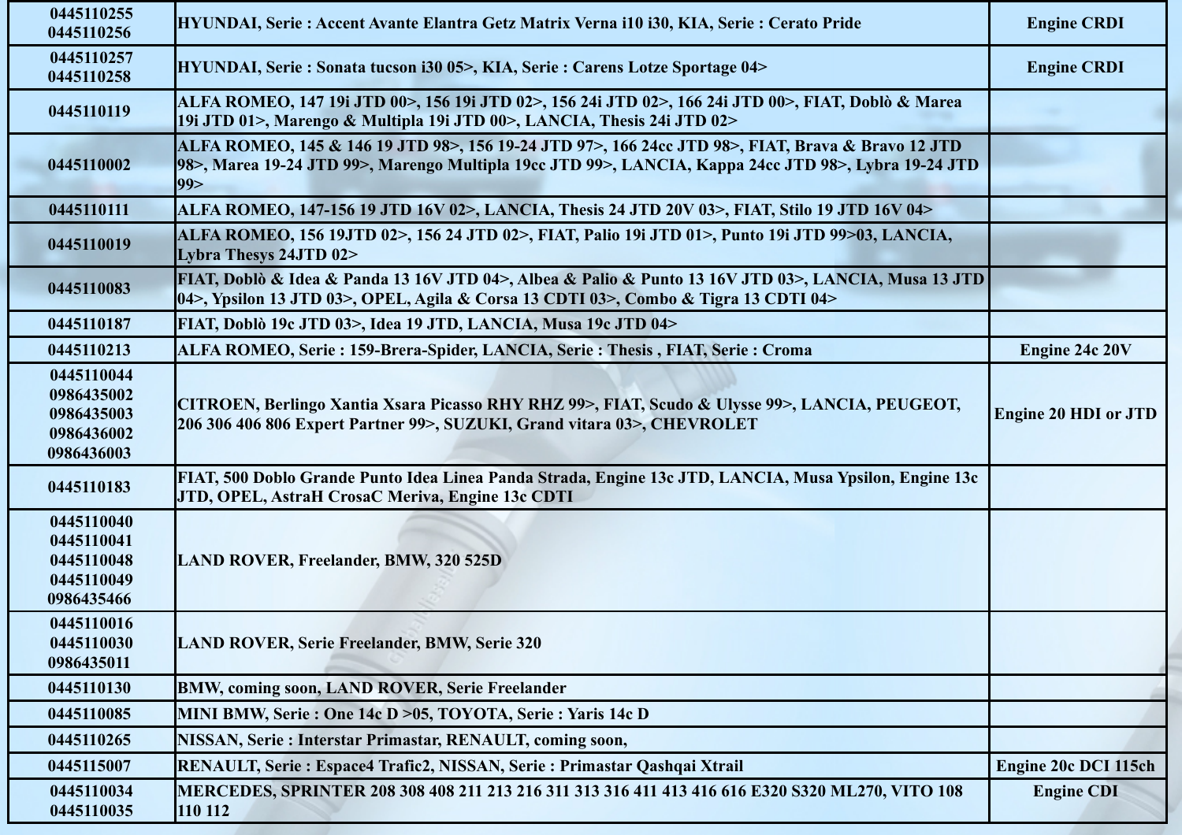| | | |
|---|---|---|
| 0445110255<br>0445110256 | HYUNDAI, Serie : Accent Avante Elantra Getz Matrix Verna i10 i30, KIA, Serie : Cerato Pride | Engine CRDI |
| 0445110257<br>0445110258 | HYUNDAI, Serie : Sonata tucson i30 05>, KIA, Serie : Carens Lotze Sportage 04> | Engine CRDI |
| 0445110119 | ALFA ROMEO, 147 19i JTD 00>, 156 19i JTD 02>, 156 24i JTD 02>, 166 24i JTD 00>, FIAT, Doblò & Marea 19i JTD 01>, Marengo & Multipla 19i JTD 00>, LANCIA, Thesis 24i JTD 02> | |
| 0445110002 | ALFA ROMEO, 145 & 146 19 JTD 98>, 156 19-24 JTD 97>, 166 24cc JTD 98>, FIAT, Brava & Bravo 12 JTD 98>, Marea 19-24 JTD 99>, Marengo Multipla 19cc JTD 99>, LANCIA, Kappa 24cc JTD 98>, Lybra 19-24 JTD 99> | |
| 0445110111 | ALFA ROMEO, 147-156 19 JTD 16V 02>, LANCIA, Thesis 24 JTD 20V 03>, FIAT, Stilo 19 JTD 16V 04> | |
| 0445110019 | ALFA ROMEO, 156 19JTD 02>, 156 24 JTD 02>, FIAT, Palio 19i JTD 01>, Punto 19i JTD 99>03, LANCIA, Lybra Thesys 24JTD 02> | |
| 0445110083 | FIAT, Doblò & Idea & Panda 13 16V JTD 04>, Albea & Palio & Punto 13 16V JTD 03>, LANCIA, Musa 13 JTD 04>, Ypsilon 13 JTD 03>, OPEL, Agila & Corsa 13 CDTI 03>, Combo & Tigra 13 CDTI 04> | |
| 0445110187 | FIAT, Doblò 19c JTD 03>, Idea 19 JTD, LANCIA, Musa 19c JTD 04> | |
| 0445110213 | ALFA ROMEO, Serie : 159-Brera-Spider, LANCIA, Serie : Thesis , FIAT, Serie : Croma | Engine 24c 20V |
| 0445110044<br>0986435002<br>0986435003<br>0986436002<br>0986436003 | CITROEN, Berlingo Xantia Xsara Picasso RHY RHZ 99>, FIAT, Scudo & Ulysse 99>, LANCIA, PEUGEOT, 206 306 406 806 Expert Partner 99>, SUZUKI, Grand vitara 03>, CHEVROLET | Engine 20 HDI or JTD |
| 0445110183 | FIAT, 500 Doblo Grande Punto Idea Linea Panda Strada, Engine 13c JTD, LANCIA, Musa Ypsilon, Engine 13c JTD, OPEL, AstraH CrosaC Meriva, Engine 13c CDTI | |
| 0445110040<br>0445110041<br>0445110048<br>0445110049<br>0986435466 | LAND ROVER, Freelander, BMW, 320 525D | |
| 0445110016<br>0445110030<br>0986435011 | LAND ROVER, Serie Freelander, BMW, Serie 320 | |
| 0445110130 | BMW, coming soon, LAND ROVER, Serie Freelander | |
| 0445110085 | MINI BMW, Serie : One 14c D >05, TOYOTA, Serie : Yaris 14c D | |
| 0445110265 | NISSAN, Serie : Interstar Primastar, RENAULT, coming soon, | |
| 0445115007 | RENAULT, Serie : Espace4 Trafic2, NISSAN, Serie : Primastar Qashqai Xtrail | Engine 20c DCI 115ch |
| 0445110034<br>0445110035 | MERCEDES, SPRINTER 208 308 408 211 213 216 311 313 316 411 413 416 616 E320 S320 ML270, VITO 108 110 112 | Engine CDI |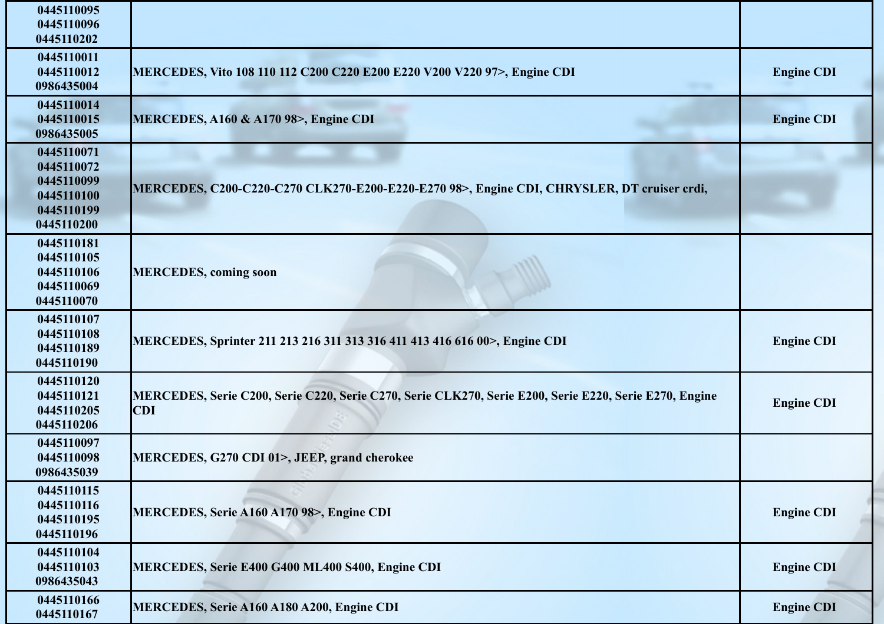|  |  |  |
|---|---|---|
| 0445110095<br>0445110096<br>0445110202 | | |
| 0445110011<br>0445110012<br>0986435004 | MERCEDES, Vito 108 110 112 C200 C220 E200 E220 V200 V220 97>, Engine CDI | Engine CDI |
| 0445110014<br>0445110015<br>0986435005 | MERCEDES, A160 & A170 98>, Engine CDI | Engine CDI |
| 0445110071<br>0445110072<br>0445110099<br>0445110100<br>0445110199<br>0445110200 | MERCEDES, C200-C220-C270 CLK270-E200-E220-E270 98>, Engine CDI, CHRYSLER, DT cruiser crdi, | |
| 0445110181<br>0445110105<br>0445110106<br>0445110069<br>0445110070 | MERCEDES, coming soon | |
| 0445110107<br>0445110108<br>0445110189<br>0445110190 | MERCEDES, Sprinter 211 213 216 311 313 316 411 413 416 616 00>, Engine CDI | Engine CDI |
| 0445110120<br>0445110121<br>0445110205<br>0445110206 | MERCEDES, Serie C200, Serie C220, Serie C270, Serie CLK270, Serie E200, Serie E220, Serie E270, Engine CDI | Engine CDI |
| 0445110097<br>0445110098<br>0986435039 | MERCEDES, G270 CDI 01>, JEEP, grand cherokee | |
| 0445110115<br>0445110116<br>0445110195<br>0445110196 | MERCEDES, Serie A160 A170 98>, Engine CDI | Engine CDI |
| 0445110104<br>0445110103<br>0986435043 | MERCEDES, Serie E400 G400 ML400 S400, Engine CDI | Engine CDI |
| 0445110166<br>0445110167 | MERCEDES, Serie A160 A180 A200, Engine CDI | Engine CDI |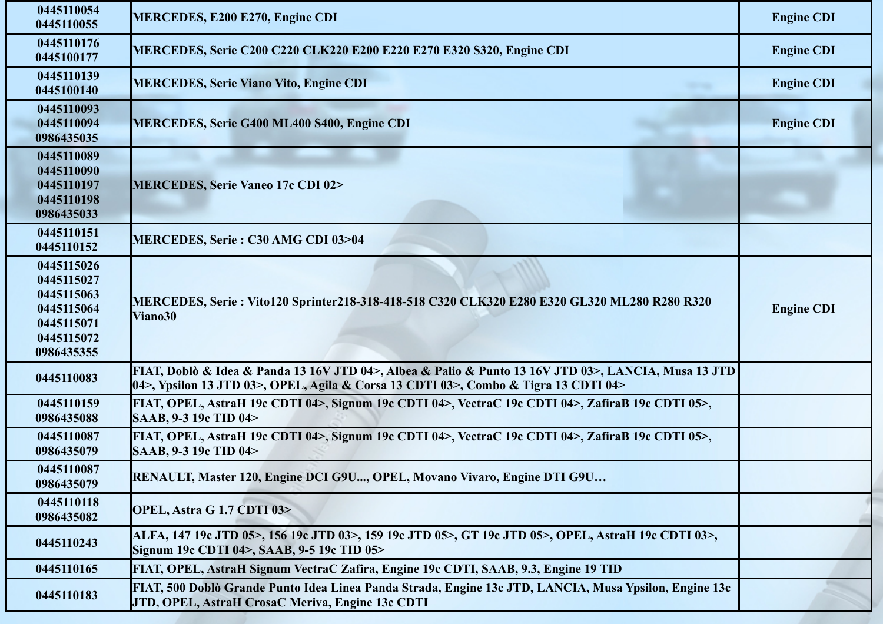| | | |
|---|---|---|
| 0445110054<br>0445110055 | **MERCEDES, E200 E270, Engine CDI** | **Engine CDI** |
| 0445110176<br>0445100177 | **MERCEDES, Serie C200 C220 CLK220 E200 E220 E270 E320 S320, Engine CDI** | **Engine CDI** |
| 0445110139<br>0445100140 | **MERCEDES, Serie Viano Vito, Engine CDI** | **Engine CDI** |
| 0445110093<br>0445110094<br>0986435035 | **MERCEDES, Serie G400 ML400 S400, Engine CDI** | **Engine CDI** |
| 0445110089<br>0445110090<br>0445110197<br>0445110198<br>0986435033 | **MERCEDES, Serie Vaneo 17c CDI 02>** | |
| 0445110151<br>0445110152 | **MERCEDES, Serie : C30 AMG CDI 03>04** | |
| 0445115026<br>0445115027<br>0445115063<br>0445115064<br>0445115071<br>0445115072<br>0986435355 | **MERCEDES, Serie : Vito120 Sprinter218-318-418-518 C320 CLK320 E280 E320 GL320 ML280 R280 R320 Viano30** | **Engine CDI** |
| 0445110083 | **FIAT, Doblò & Idea & Panda 13 16V JTD 04>, Albea & Palio & Punto 13 16V JTD 03>, LANCIA, Musa 13 JTD 04>, Ypsilon 13 JTD 03>, OPEL, Agila & Corsa 13 CDTI 03>, Combo & Tigra 13 CDTI 04>** | |
| 0445110159<br>0986435088 | **FIAT, OPEL, AstraH 19c CDTI 04>, Signum 19c CDTI 04>, VectraC 19c CDTI 04>, ZafiraB 19c CDTI 05>, SAAB, 9-3 19c TID 04>** | |
| 0445110087<br>0986435079 | **FIAT, OPEL, AstraH 19c CDTI 04>, Signum 19c CDTI 04>, VectraC 19c CDTI 04>, ZafiraB 19c CDTI 05>, SAAB, 9-3 19c TID 04>** | |
| 0445110087<br>0986435079 | **RENAULT, Master 120, Engine DCI G9U..., OPEL, Movano Vivaro, Engine DTI G9U…** | |
| 0445110118<br>0986435082 | **OPEL, Astra G 1.7 CDTI 03>** | |
| 0445110243 | **ALFA, 147 19c JTD 05>, 156 19c JTD 03>, 159 19c JTD 05>, GT 19c JTD 05>, OPEL, AstraH 19c CDTI 03>, Signum 19c CDTI 04>, SAAB, 9-5 19c TID 05>** | |
| 0445110165 | **FIAT, OPEL, AstraH Signum VectraC Zafira, Engine 19c CDTI, SAAB, 9.3, Engine 19 TID** | |
| 0445110183 | **FIAT, 500 Doblò Grande Punto Idea Linea Panda Strada, Engine 13c JTD, LANCIA, Musa Ypsilon, Engine 13c JTD, OPEL, AstraH CrosaC Meriva, Engine 13c CDTI** | |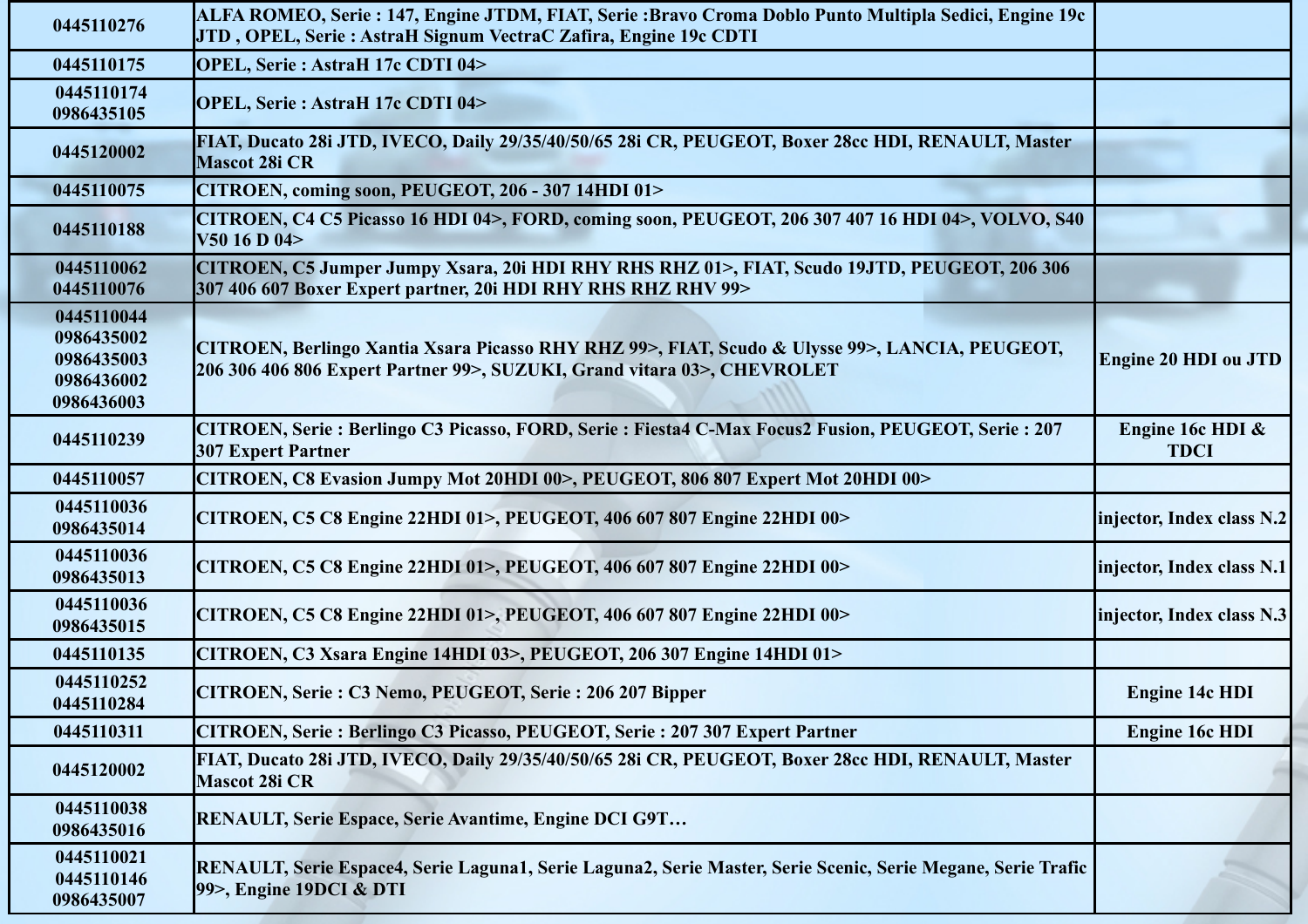| | | |
|---|---|---|
| 0445110276 | ALFA ROMEO, Serie : 147, Engine JTDM, FIAT, Serie :Bravo Croma Doblo Punto Multipla Sedici, Engine 19c JTD , OPEL, Serie : AstraH Signum VectraC Zafira, Engine 19c CDTI | |
| 0445110175 | OPEL, Serie : AstraH 17c CDTI 04> | |
| 0445110174<br>0986435105 | OPEL, Serie : AstraH 17c CDTI 04> | |
| 0445120002 | FIAT, Ducato 28i JTD, IVECO, Daily 29/35/40/50/65 28i CR, PEUGEOT, Boxer 28cc HDI, RENAULT, Master Mascot 28i CR | |
| 0445110075 | CITROEN, coming soon, PEUGEOT, 206 - 307 14HDI 01> | |
| 0445110188 | CITROEN, C4 C5 Picasso 16 HDI 04>, FORD, coming soon, PEUGEOT, 206 307 407 16 HDI 04>, VOLVO, S40 V50 16 D 04> | |
| 0445110062<br>0445110076 | CITROEN, C5 Jumper Jumpy Xsara, 20i HDI RHY RHS RHZ 01>, FIAT, Scudo 19JTD, PEUGEOT, 206 306 307 406 607 Boxer Expert partner, 20i HDI RHY RHS RHZ RHV 99> | |
| 0445110044<br>0986435002<br>0986435003<br>0986436002<br>0986436003 | CITROEN, Berlingo Xantia Xsara Picasso RHY RHZ 99>, FIAT, Scudo & Ulysse 99>, LANCIA, PEUGEOT, 206 306 406 806 Expert Partner 99>, SUZUKI, Grand vitara 03>, CHEVROLET | Engine 20 HDI ou JTD |
| 0445110239 | CITROEN, Serie : Berlingo C3 Picasso, FORD, Serie : Fiesta4 C-Max Focus2 Fusion, PEUGEOT, Serie : 207 307 Expert Partner | Engine 16c HDI & TDCI |
| 0445110057 | CITROEN, C8 Evasion Jumpy Mot 20HDI 00>, PEUGEOT, 806 807 Expert Mot 20HDI 00> | |
| 0445110036<br>0986435014 | CITROEN, C5 C8 Engine 22HDI 01>, PEUGEOT, 406 607 807 Engine 22HDI 00> | injector, Index class N.2 |
| 0445110036<br>0986435013 | CITROEN, C5 C8 Engine 22HDI 01>, PEUGEOT, 406 607 807 Engine 22HDI 00> | injector, Index class N.1 |
| 0445110036<br>0986435015 | CITROEN, C5 C8 Engine 22HDI 01>, PEUGEOT, 406 607 807 Engine 22HDI 00> | injector, Index class N.3 |
| 0445110135 | CITROEN, C3 Xsara Engine 14HDI 03>, PEUGEOT, 206 307 Engine 14HDI 01> | |
| 0445110252<br>0445110284 | CITROEN, Serie : C3 Nemo, PEUGEOT, Serie : 206 207 Bipper | Engine 14c HDI |
| 0445110311 | CITROEN, Serie : Berlingo C3 Picasso, PEUGEOT, Serie : 207 307 Expert Partner | Engine 16c HDI |
| 0445120002 | FIAT, Ducato 28i JTD, IVECO, Daily 29/35/40/50/65 28i CR, PEUGEOT, Boxer 28cc HDI, RENAULT, Master Mascot 28i CR | |
| 0445110038<br>0986435016 | RENAULT, Serie Espace, Serie Avantime, Engine DCI G9T… | |
| 0445110021<br>0445110146<br>0986435007 | RENAULT, Serie Espace4, Serie Laguna1, Serie Laguna2, Serie Master, Serie Scenic, Serie Megane, Serie Trafic 99>, Engine 19DCI & DTI | |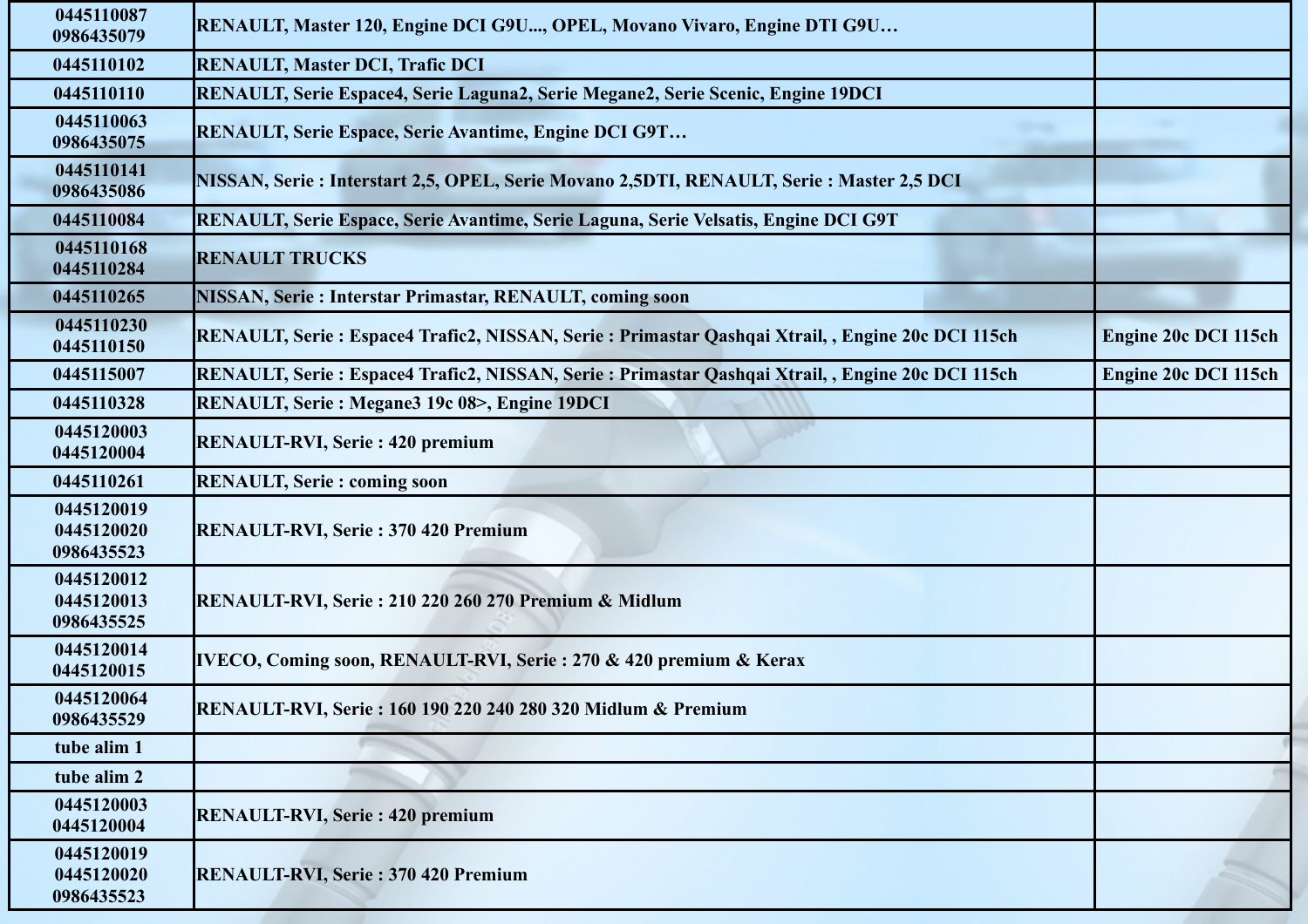| | | |
|---|---|---|
| 0445110087<br>0986435079 | RENAULT, Master 120, Engine DCI G9U..., OPEL, Movano Vivaro, Engine DTI G9U… | |
| 0445110102 | RENAULT, Master DCI, Trafic DCI | |
| 0445110110 | RENAULT, Serie Espace4, Serie Laguna2, Serie Megane2, Serie Scenic, Engine 19DCI | |
| 0445110063<br>0986435075 | RENAULT, Serie Espace, Serie Avantime, Engine DCI G9T… | |
| 0445110141<br>0986435086 | NISSAN, Serie : Interstart 2,5, OPEL, Serie Movano 2,5DTI, RENAULT, Serie : Master 2,5 DCI | |
| 0445110084 | RENAULT, Serie Espace, Serie Avantime, Serie Laguna, Serie Velsatis, Engine DCI G9T | |
| 0445110168<br>0445110284 | RENAULT TRUCKS | |
| 0445110265 | NISSAN, Serie : Interstar Primastar, RENAULT, coming soon | |
| 0445110230<br>0445110150 | RENAULT, Serie : Espace4 Trafic2, NISSAN, Serie : Primastar Qashqai Xtrail, , Engine 20c DCI 115ch | Engine 20c DCI 115ch |
| 0445115007 | RENAULT, Serie : Espace4 Trafic2, NISSAN, Serie : Primastar Qashqai Xtrail, , Engine 20c DCI 115ch | Engine 20c DCI 115ch |
| 0445110328 | RENAULT, Serie : Megane3 19c 08>, Engine 19DCI | |
| 0445120003<br>0445120004 | RENAULT-RVI, Serie : 420 premium | |
| 0445110261 | RENAULT, Serie : coming soon | |
| 0445120019<br>0445120020<br>0986435523 | RENAULT-RVI, Serie : 370 420 Premium | |
| 0445120012<br>0445120013<br>0986435525 | RENAULT-RVI, Serie : 210 220 260 270 Premium & Midlum | |
| 0445120014<br>0445120015 | IVECO, Coming soon, RENAULT-RVI, Serie : 270 & 420 premium & Kerax | |
| 0445120064<br>0986435529 | RENAULT-RVI, Serie : 160 190 220 240 280 320 Midlum & Premium | |
| tube alim 1 | | |
| tube alim 2 | | |
| 0445120003<br>0445120004 | RENAULT-RVI, Serie : 420 premium | |
| 0445120019<br>0445120020<br>0986435523 | RENAULT-RVI, Serie : 370 420 Premium | |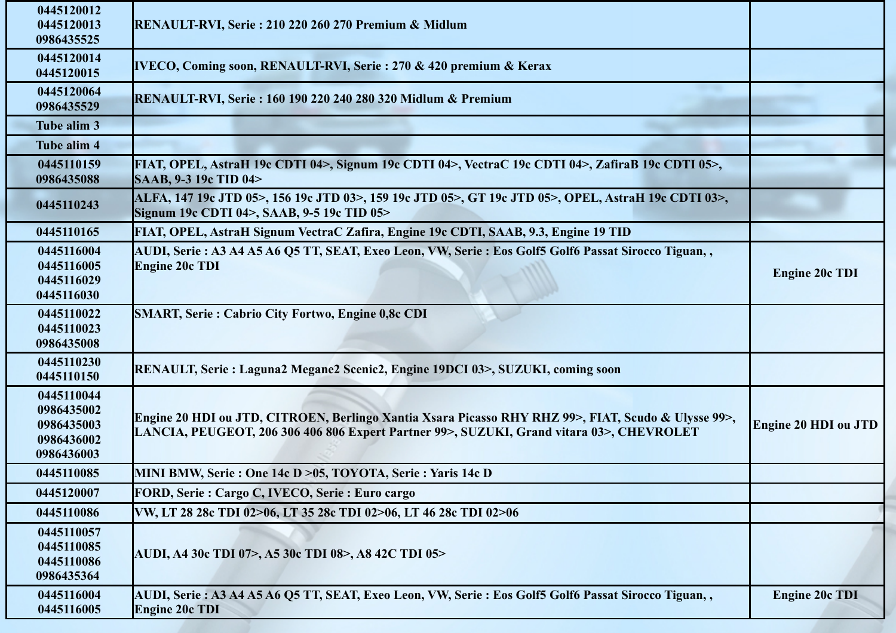| | | |
|---|---|---|
| 0445120012<br>0445120013<br>0986435525 | **RENAULT-RVI, Serie : 210 220 260 270 Premium & Midlum** | |
| 0445120014<br>0445120015 | **IVECO, Coming soon, RENAULT-RVI, Serie : 270 & 420 premium & Kerax** | |
| 0445120064<br>0986435529 | **RENAULT-RVI, Serie : 160 190 220 240 280 320 Midlum & Premium** | |
| Tube alim 3 | | |
| Tube alim 4 | | |
| 0445110159<br>0986435088 | **FIAT, OPEL, AstraH 19c CDTI 04>, Signum 19c CDTI 04>, VectraC 19c CDTI 04>, ZafiraB 19c CDTI 05>, SAAB, 9-3 19c TID 04>** | |
| 0445110243 | **ALFA, 147 19c JTD 05>, 156 19c JTD 03>, 159 19c JTD 05>, GT 19c JTD 05>, OPEL, AstraH 19c CDTI 03>, Signum 19c CDTI 04>, SAAB, 9-5 19c TID 05>** | |
| 0445110165 | **FIAT, OPEL, AstraH Signum VectraC Zafira, Engine 19c CDTI, SAAB, 9.3, Engine 19 TID** | |
| 0445116004<br>0445116005<br>0445116029<br>0445116030 | **AUDI, Serie : A3 A4 A5 A6 Q5 TT, SEAT, Exeo Leon, VW, Serie : Eos Golf5 Golf6 Passat Sirocco Tiguan, , Engine 20c TDI** | **Engine 20c TDI** |
| 0445110022<br>0445110023<br>0986435008 | **SMART, Serie : Cabrio City Fortwo, Engine 0,8c CDI** | |
| 0445110230<br>0445110150 | **RENAULT, Serie : Laguna2 Megane2 Scenic2, Engine 19DCI 03>, SUZUKI, coming soon** | |
| 0445110044<br>0986435002<br>0986435003<br>0986436002<br>0986436003 | **Engine 20 HDI ou JTD, CITROEN, Berlingo Xantia Xsara Picasso RHY RHZ 99>, FIAT, Scudo & Ulysse 99>, LANCIA, PEUGEOT, 206 306 406 806 Expert Partner 99>, SUZUKI, Grand vitara 03>, CHEVROLET** | **Engine 20 HDI ou JTD** |
| 0445110085 | **MINI BMW, Serie : One 14c D >05, TOYOTA, Serie : Yaris 14c D** | |
| 0445120007 | **FORD, Serie : Cargo C, IVECO, Serie : Euro cargo** | |
| 0445110086 | **VW, LT 28 28c TDI 02>06, LT 35 28c TDI 02>06, LT 46 28c TDI 02>06** | |
| 0445110057<br>0445110085<br>0445110086<br>0986435364 | **AUDI, A4 30c TDI 07>, A5 30c TDI 08>, A8 42C TDI 05>** | |
| 0445116004<br>0445116005 | **AUDI, Serie : A3 A4 A5 A6 Q5 TT, SEAT, Exeo Leon, VW, Serie : Eos Golf5 Golf6 Passat Sirocco Tiguan, , Engine 20c TDI** | **Engine 20c TDI** |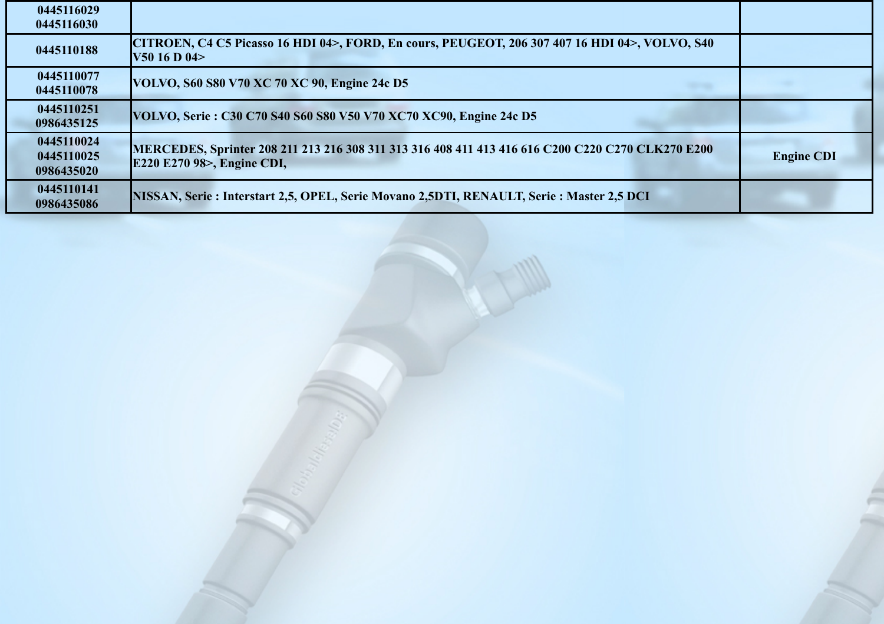| | | |
|---|---|---|
| **0445116029**<br>**0445116030** | | |
| **0445110188** | **CITROEN, C4 C5 Picasso 16 HDI 04>, FORD, En cours, PEUGEOT, 206 307 407 16 HDI 04>, VOLVO, S40 V50 16 D 04>** | |
| **0445110077**<br>**0445110078** | **VOLVO, S60 S80 V70 XC 70 XC 90, Engine 24c D5** | |
| **0445110251**<br>**0986435125** | **VOLVO, Serie : C30 C70 S40 S60 S80 V50 V70 XC70 XC90, Engine 24c D5** | |
| **0445110024**<br>**0445110025**<br>**0986435020** | **MERCEDES, Sprinter 208 211 213 216 308 311 313 316 408 411 413 416 616 C200 C220 C270 CLK270 E200 E220 E270 98>, Engine CDI,** | **Engine CDI** |
| **0445110141**<br>**0986435086** | **NISSAN, Serie : Interstart 2,5, OPEL, Serie Movano 2,5DTI, RENAULT, Serie : Master 2,5 DCI** | |